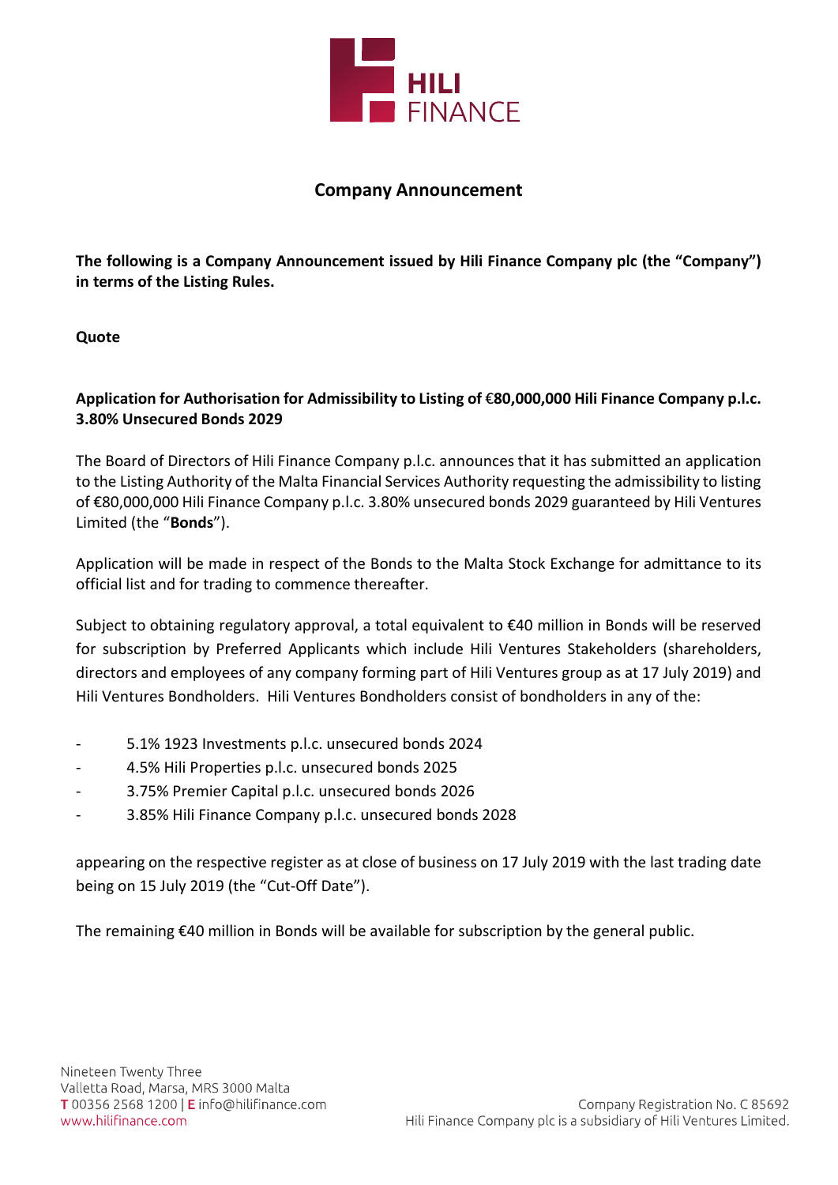# Company Announcement

**The following is a Company Announcement issued by Hili Finance Company plc (the "Company") in terms of the Listing Rules.**

**Quote**

**Application for Authorisation for Admissibility to Listing of €80,000,000 Hili Finance Company p.l.c. 3.80% Unsecured Bonds 2029**

The Board of Directors of Hili Finance Company p.l.c. announces that it has submitted an application to the Listing Authority of the Malta Financial Services Authority requesting the admissibility to listing of €80,000,000 Hili Finance Company p.l.c. 3.80% unsecured bonds 2029 guaranteed by Hili Ventures Limited (the "**Bonds**").

Application will be made in respect of the Bonds to the Malta Stock Exchange for admittance to its official list and for trading to commence thereafter.

Subject to obtaining regulatory approval, a total equivalent to €40 million in Bonds will be reserved for subscription by Preferred Applicants which include Hili Ventures Stakeholders (shareholders, directors and employees of any company forming part of Hili Ventures group as at 17 July 2019) and Hili Ventures Bondholders. Hili Ventures Bondholders consist of bondholders in any of the:

- 5.1% 1923 Investments p.l.c. unsecured bonds 2024
- 4.5% Hili Properties p.l.c. unsecured bonds 2025
- 3.75% Premier Capital p.l.c. unsecured bonds 2026
- 3.85% Hili Finance Company p.l.c. unsecured bonds 2028

appearing on the respective register as at close of business on 17 July 2019 with the last trading date being on 15 July 2019 (the "Cut-Off Date").

The remaining €40 million in Bonds will be available for subscription by the general public.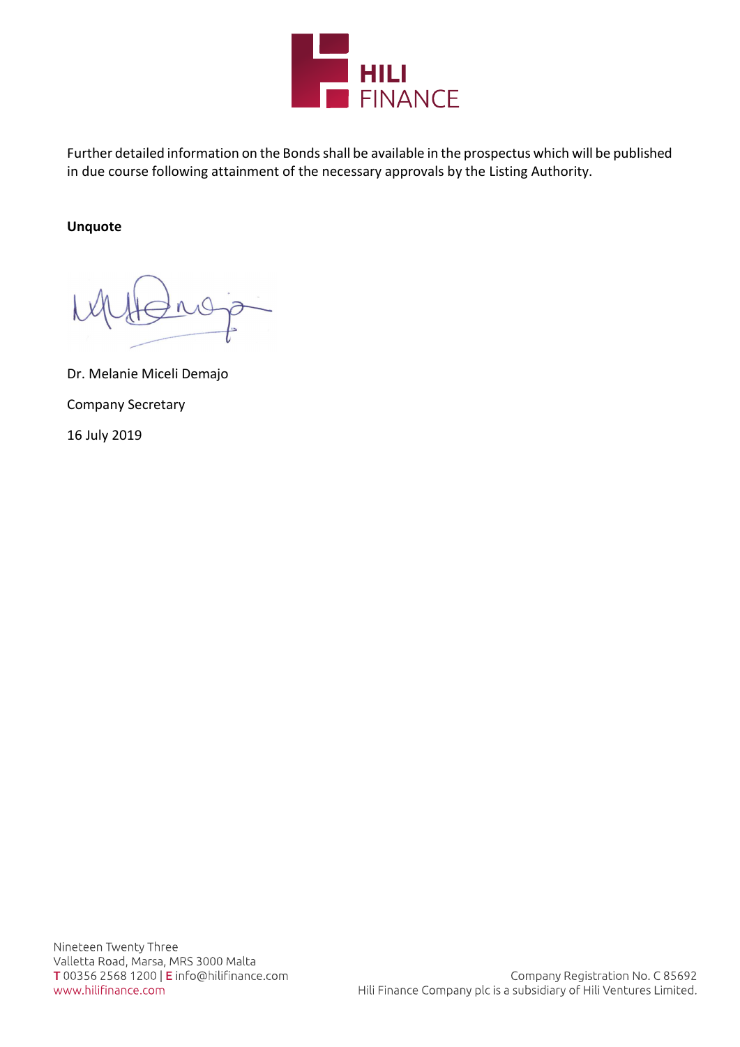Further detailed information on the Bonds shall be available in the prospectus which will be published in due course following attainment of the necessary approvals by the Listing Authority.

**Unquote**

Dr. Melanie Miceli Demajo

Company Secretary

16 July 2019